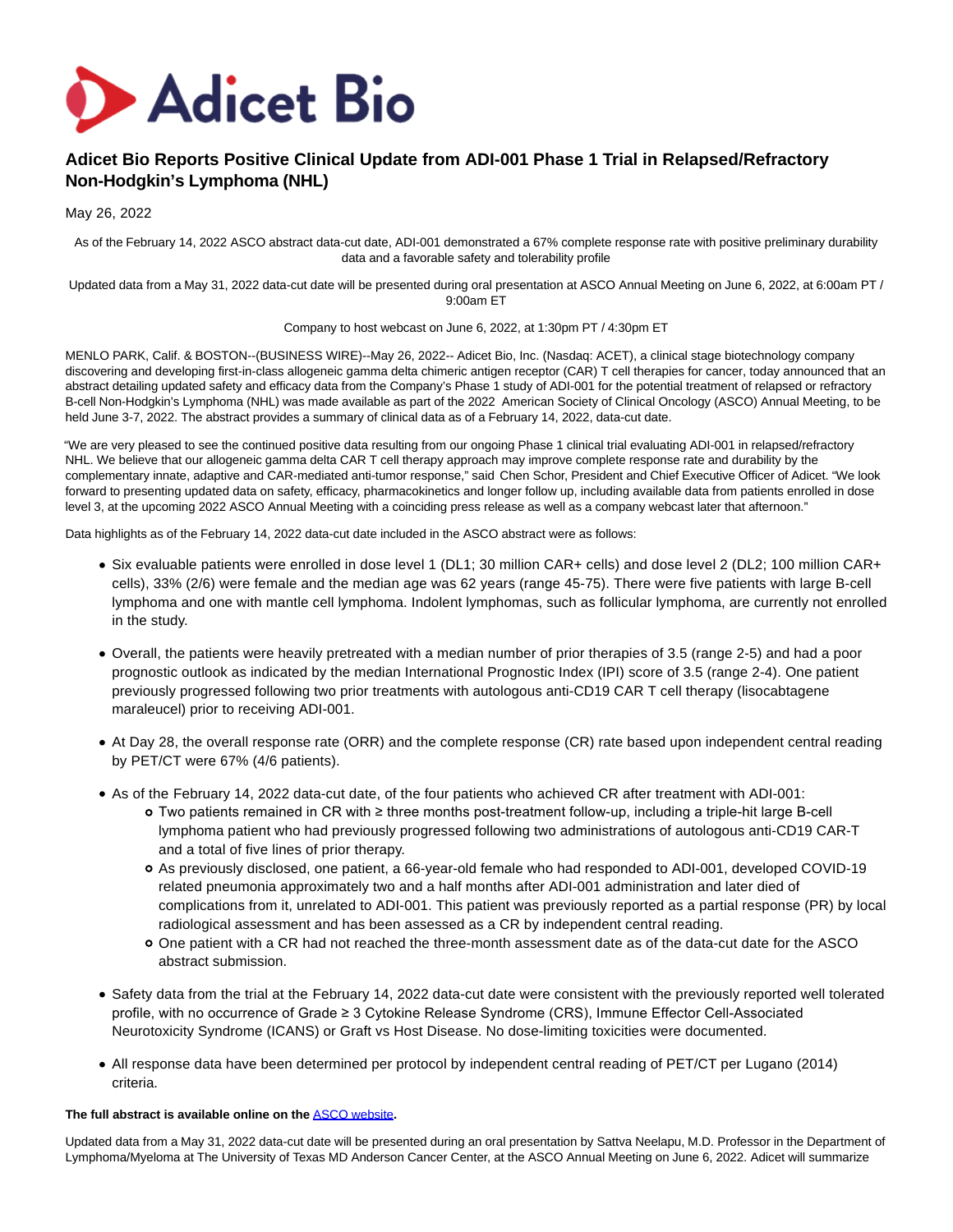Adicet Bio

# Adicet Bio Reports Positive Clinical Update from ADI-001 Phase 1 Trial in Relapsed/Refractory Non-Hodgkin's Lymphoma (NHL)

May 26, 2022

As of the February 14, 2022 ASCO abstract data-cut date, ADI-001 demonstrated a 67% complete response rate with positive preliminary durability data and a favorable safety and tolerability profile

Updated data from a May 31, 2022 data-cut date will be presented during oral presentation at ASCO Annual Meeting on June 6, 2022, at 6:00am PT / 9:00am ET

Company to host webcast on June 6, 2022, at 1:30pm PT / 4:30pm ET

MENLO PARK, Calif. & BOSTON--(BUSINESS WIRE)--May 26, 2022-- Adicet Bio, Inc. (Nasdaq: ACET), a clinical stage biotechnology company discovering and developing first-in-class allogeneic gamma delta chimeric antigen receptor (CAR) T cell therapies for cancer, today announced that an abstract detailing updated safety and efficacy data from the Company's Phase 1 study of ADI-001 for the potential treatment of relapsed or refractory B-cell Non-Hodgkin's Lymphoma (NHL) was made available as part of the 2022 American Society of Clinical Oncology (ASCO) Annual Meeting, to be held June 3-7, 2022. The abstract provides a summary of clinical data as of a February 14, 2022, data-cut date.

"We are very pleased to see the continued positive data resulting from our ongoing Phase 1 clinical trial evaluating ADI-001 in relapsed/refractory NHL. We believe that our allogeneic gamma delta CAR T cell therapy approach may improve complete response rate and durability by the complementary innate, adaptive and CAR-mediated anti-tumor response," said Chen Schor, President and Chief Executive Officer of Adicet. "We look forward to presenting updated data on safety, efficacy, pharmacokinetics and longer follow up, including available data from patients enrolled in dose level 3, at the upcoming 2022 ASCO Annual Meeting with a coinciding press release as well as a company webcast later that afternoon."

Data highlights as of the February 14, 2022 data-cut date included in the ASCO abstract were as follows:

- Six evaluable patients were enrolled in dose level 1 (DL1; 30 million CAR+ cells) and dose level 2 (DL2; 100 million CAR+ cells), 33% (2/6) were female and the median age was 62 years (range 45-75). There were five patients with large B-cell lymphoma and one with mantle cell lymphoma. Indolent lymphomas, such as follicular lymphoma, are currently not enrolled in the study.
- Overall, the patients were heavily pretreated with a median number of prior therapies of 3.5 (range 2-5) and had a poor prognostic outlook as indicated by the median International Prognostic Index (IPI) score of 3.5 (range 2-4). One patient previously progressed following two prior treatments with autologous anti-CD19 CAR T cell therapy (lisocabtagene maraleucel) prior to receiving ADI-001.
- At Day 28, the overall response rate (ORR) and the complete response (CR) rate based upon independent central reading by PET/CT were 67% (4/6 patients).
- As of the February 14, 2022 data-cut date, of the four patients who achieved CR after treatment with ADI-001:
  - Two patients remained in CR with ≥ three months post-treatment follow-up, including a triple-hit large B-cell lymphoma patient who had previously progressed following two administrations of autologous anti-CD19 CAR-T and a total of five lines of prior therapy.
  - As previously disclosed, one patient, a 66-year-old female who had responded to ADI-001, developed COVID-19 related pneumonia approximately two and a half months after ADI-001 administration and later died of complications from it, unrelated to ADI-001. This patient was previously reported as a partial response (PR) by local radiological assessment and has been assessed as a CR by independent central reading.
  - One patient with a CR had not reached the three-month assessment date as of the data-cut date for the ASCO abstract submission.
- Safety data from the trial at the February 14, 2022 data-cut date were consistent with the previously reported well tolerated profile, with no occurrence of Grade ≥ 3 Cytokine Release Syndrome (CRS), Immune Effector Cell-Associated Neurotoxicity Syndrome (ICANS) or Graft vs Host Disease. No dose-limiting toxicities were documented.
- All response data have been determined per protocol by independent central reading of PET/CT per Lugano (2014) criteria.

**The full abstract is available online on the [ASCO website](ASCO website).**

Updated data from a May 31, 2022 data-cut date will be presented during an oral presentation by Sattva Neelapu, M.D. Professor in the Department of Lymphoma/Myeloma at The University of Texas MD Anderson Cancer Center, at the ASCO Annual Meeting on June 6, 2022. Adicet will summarize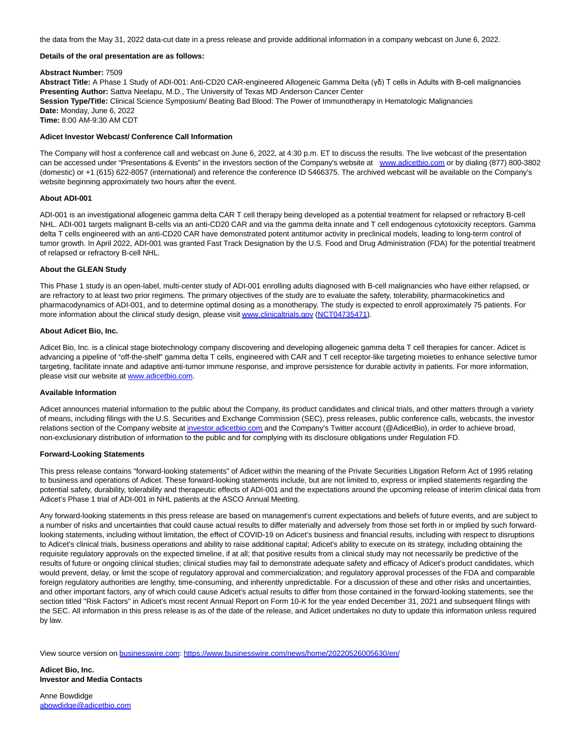the data from the May 31, 2022 data-cut date in a press release and provide additional information in a company webcast on June 6, 2022.

**Details of the oral presentation are as follows:**

**Abstract Number:** 7509
**Abstract Title:** A Phase 1 Study of ADI-001: Anti-CD20 CAR-engineered Allogeneic Gamma Delta (γδ) T cells in Adults with B-cell malignancies
**Presenting Author:** Sattva Neelapu, M.D., The University of Texas MD Anderson Cancer Center
**Session Type/Title:** Clinical Science Symposium/ Beating Bad Blood: The Power of Immunotherapy in Hematologic Malignancies
**Date:** Monday, June 6, 2022
**Time:** 8:00 AM-9:30 AM CDT

**Adicet Investor Webcast/ Conference Call Information**

The Company will host a conference call and webcast on June 6, 2022, at 4:30 p.m. ET to discuss the results. The live webcast of the presentation can be accessed under "Presentations & Events" in the investors section of the Company's website at [www.adicetbio.com](www.adicetbio.com) or by dialing (877) 800-3802 (domestic) or +1 (615) 622-8057 (international) and reference the conference ID 5466375. The archived webcast will be available on the Company's website beginning approximately two hours after the event.

**About ADI-001**

ADI-001 is an investigational allogeneic gamma delta CAR T cell therapy being developed as a potential treatment for relapsed or refractory B-cell NHL. ADI-001 targets malignant B-cells via an anti-CD20 CAR and via the gamma delta innate and T cell endogenous cytotoxicity receptors. Gamma delta T cells engineered with an anti-CD20 CAR have demonstrated potent antitumor activity in preclinical models, leading to long-term control of tumor growth. In April 2022, ADI-001 was granted Fast Track Designation by the U.S. Food and Drug Administration (FDA) for the potential treatment of relapsed or refractory B-cell NHL.

**About the GLEAN Study**

This Phase 1 study is an open-label, multi-center study of ADI-001 enrolling adults diagnosed with B-cell malignancies who have either relapsed, or are refractory to at least two prior regimens. The primary objectives of the study are to evaluate the safety, tolerability, pharmacokinetics and pharmacodynamics of ADI-001, and to determine optimal dosing as a monotherapy. The study is expected to enroll approximately 75 patients. For more information about the clinical study design, please visit [www.clinicaltrials.gov](www.clinicaltrials.gov) ([NCT04735471](NCT04735471)).

**About Adicet Bio, Inc.**

Adicet Bio, Inc. is a clinical stage biotechnology company discovering and developing allogeneic gamma delta T cell therapies for cancer. Adicet is advancing a pipeline of "off-the-shelf" gamma delta T cells, engineered with CAR and T cell receptor-like targeting moieties to enhance selective tumor targeting, facilitate innate and adaptive anti-tumor immune response, and improve persistence for durable activity in patients. For more information, please visit our website at [www.adicetbio.com](www.adicetbio.com).

**Available Information**

Adicet announces material information to the public about the Company, its product candidates and clinical trials, and other matters through a variety of means, including filings with the U.S. Securities and Exchange Commission (SEC), press releases, public conference calls, webcasts, the investor relations section of the Company website at [investor.adicetbio.com](investor.adicetbio.com) and the Company's Twitter account (@AdicetBio), in order to achieve broad, non-exclusionary distribution of information to the public and for complying with its disclosure obligations under Regulation FD.

**Forward-Looking Statements**

This press release contains "forward-looking statements" of Adicet within the meaning of the Private Securities Litigation Reform Act of 1995 relating to business and operations of Adicet. These forward-looking statements include, but are not limited to, express or implied statements regarding the potential safety, durability, tolerability and therapeutic effects of ADI-001 and the expectations around the upcoming release of interim clinical data from Adicet's Phase 1 trial of ADI-001 in NHL patients at the ASCO Annual Meeting.

Any forward-looking statements in this press release are based on management's current expectations and beliefs of future events, and are subject to a number of risks and uncertainties that could cause actual results to differ materially and adversely from those set forth in or implied by such forward-looking statements, including without limitation, the effect of COVID-19 on Adicet's business and financial results, including with respect to disruptions to Adicet's clinical trials, business operations and ability to raise additional capital; Adicet's ability to execute on its strategy, including obtaining the requisite regulatory approvals on the expected timeline, if at all; that positive results from a clinical study may not necessarily be predictive of the results of future or ongoing clinical studies; clinical studies may fail to demonstrate adequate safety and efficacy of Adicet's product candidates, which would prevent, delay, or limit the scope of regulatory approval and commercialization; and regulatory approval processes of the FDA and comparable foreign regulatory authorities are lengthy, time-consuming, and inherently unpredictable. For a discussion of these and other risks and uncertainties, and other important factors, any of which could cause Adicet's actual results to differ from those contained in the forward-looking statements, see the section titled "Risk Factors" in Adicet's most recent Annual Report on Form 10-K for the year ended December 31, 2021 and subsequent filings with the SEC. All information in this press release is as of the date of the release, and Adicet undertakes no duty to update this information unless required by law.

View source version on [businesswire.com](businesswire.com): [https://www.businesswire.com/news/home/20220526005630/en/](https://www.businesswire.com/news/home/20220526005630/en/)

**Adicet Bio, Inc.**
**Investor and Media Contacts**

Anne Bowdidge
[abowdidge@adicetbio.com](mailto:abowdidge@adicetbio.com)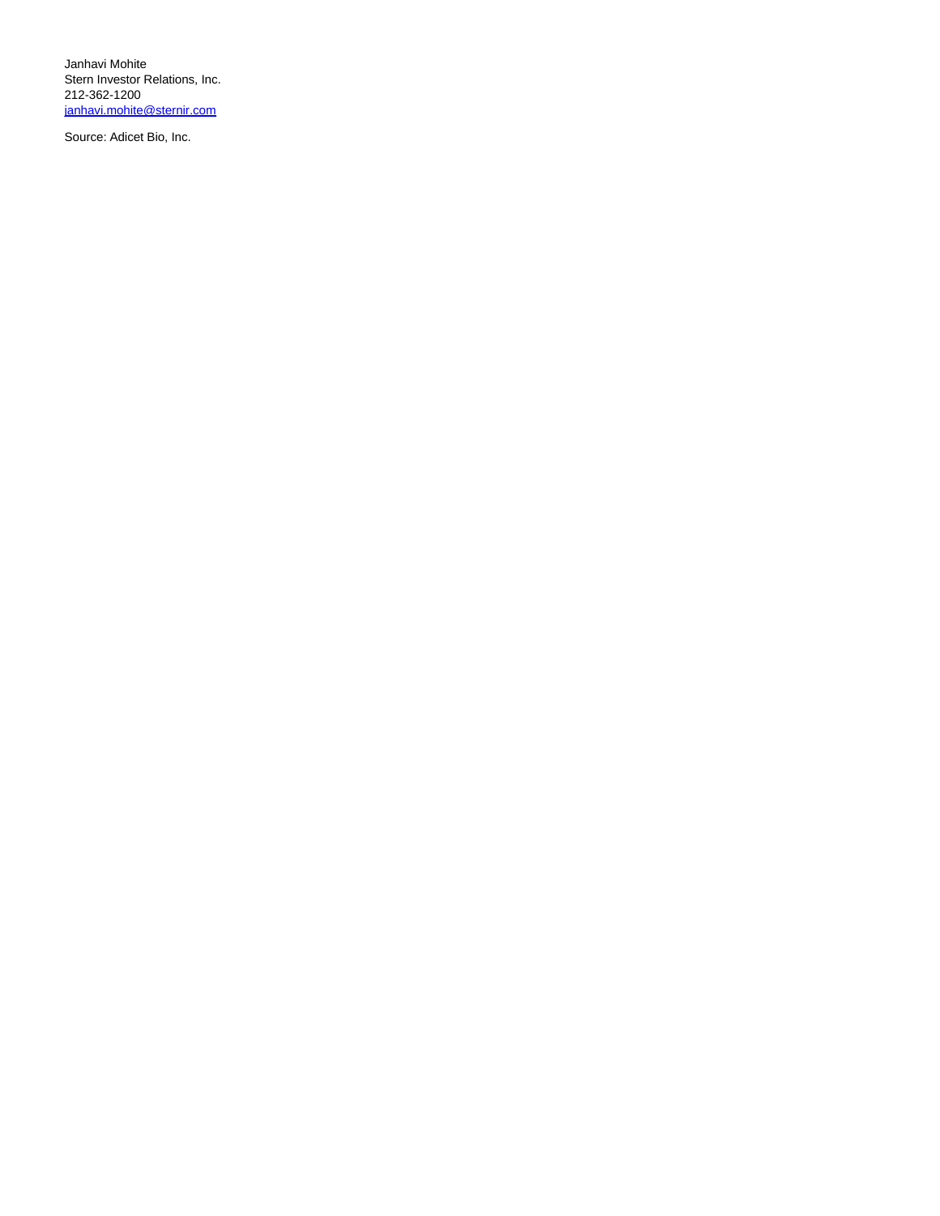Janhavi Mohite
Stern Investor Relations, Inc.
212-362-1200
[janhavi.mohite@sternir.com](mailto:janhavi.mohite@sternir.com)

Source: Adicet Bio, Inc.